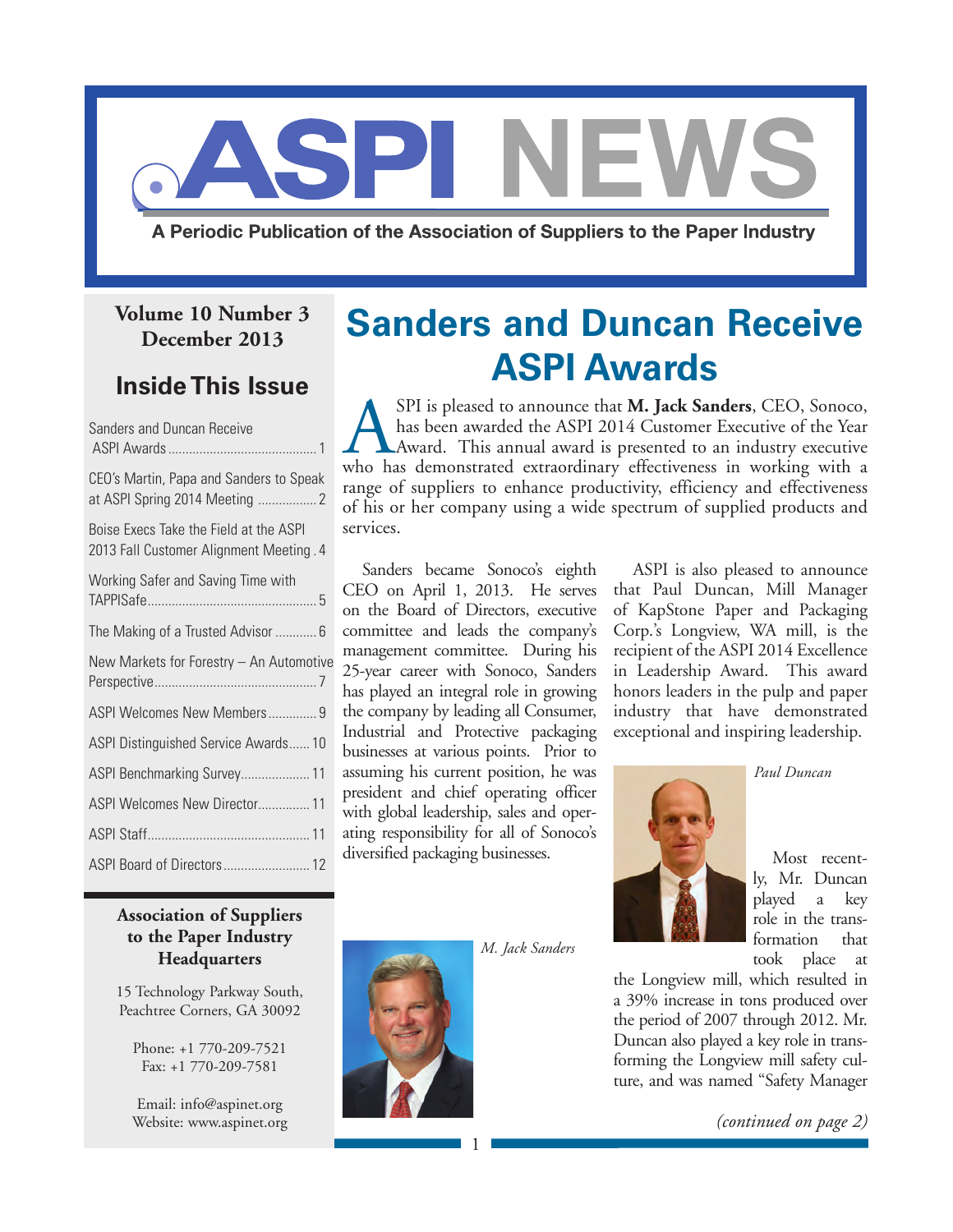# ASPI NEWS

**A Periodic Publication of the Association of Suppliers to the Paper Industry**

**Volume 10 Number 3**
**December 2013**

## Inside This Issue

- Sanders and Duncan Receive ASPI Awards .......... 1
- CEO's Martin, Papa and Sanders to Speak at ASPI Spring 2014 Meeting .......... 2
- Boise Execs Take the Field at the ASPI 2013 Fall Customer Alignment Meeting . 4
- Working Safer and Saving Time with TAPPISafe .......... 5
- The Making of a Trusted Advisor .......... 6
- New Markets for Forestry – An Automotive Perspective .......... 7
- ASPI Welcomes New Members .......... 9
- ASPI Distinguished Service Awards .......... 10
- ASPI Benchmarking Survey .......... 11
- ASPI Welcomes New Director .......... 11
- ASPI Staff .......... 11
- ASPI Board of Directors .......... 12

**Association of Suppliers to the Paper Industry Headquarters**

15 Technology Parkway South,
Peachtree Corners, GA 30092

Phone: +1 770-209-7521
Fax: +1 770-209-7581

Email: info@aspinet.org
Website: www.aspinet.org

# Sanders and Duncan Receive ASPI Awards

ASPI is pleased to announce that **M. Jack Sanders**, CEO, Sonoco, has been awarded the ASPI 2014 Customer Executive of the Year Award. This annual award is presented to an industry executive who has demonstrated extraordinary effectiveness in working with a range of suppliers to enhance productivity, efficiency and effectiveness of his or her company using a wide spectrum of supplied products and services.

Sanders became Sonoco's eighth CEO on April 1, 2013. He serves on the Board of Directors, executive committee and leads the company's management committee. During his 25-year career with Sonoco, Sanders has played an integral role in growing the company by leading all Consumer, Industrial and Protective packaging businesses at various points. Prior to assuming his current position, he was president and chief operating officer with global leadership, sales and operating responsibility for all of Sonoco's diversified packaging businesses.

*M. Jack Sanders*

ASPI is also pleased to announce that Paul Duncan, Mill Manager of KapStone Paper and Packaging Corp.'s Longview, WA mill, is the recipient of the ASPI 2014 Excellence in Leadership Award. This award honors leaders in the pulp and paper industry that have demonstrated exceptional and inspiring leadership.

*Paul Duncan*

Most recently, Mr. Duncan played a key role in the transformation that took place at the Longview mill, which resulted in a 39% increase in tons produced over the period of 2007 through 2012. Mr. Duncan also played a key role in transforming the Longview mill safety culture, and was named "Safety Manager

*(continued on page 2)*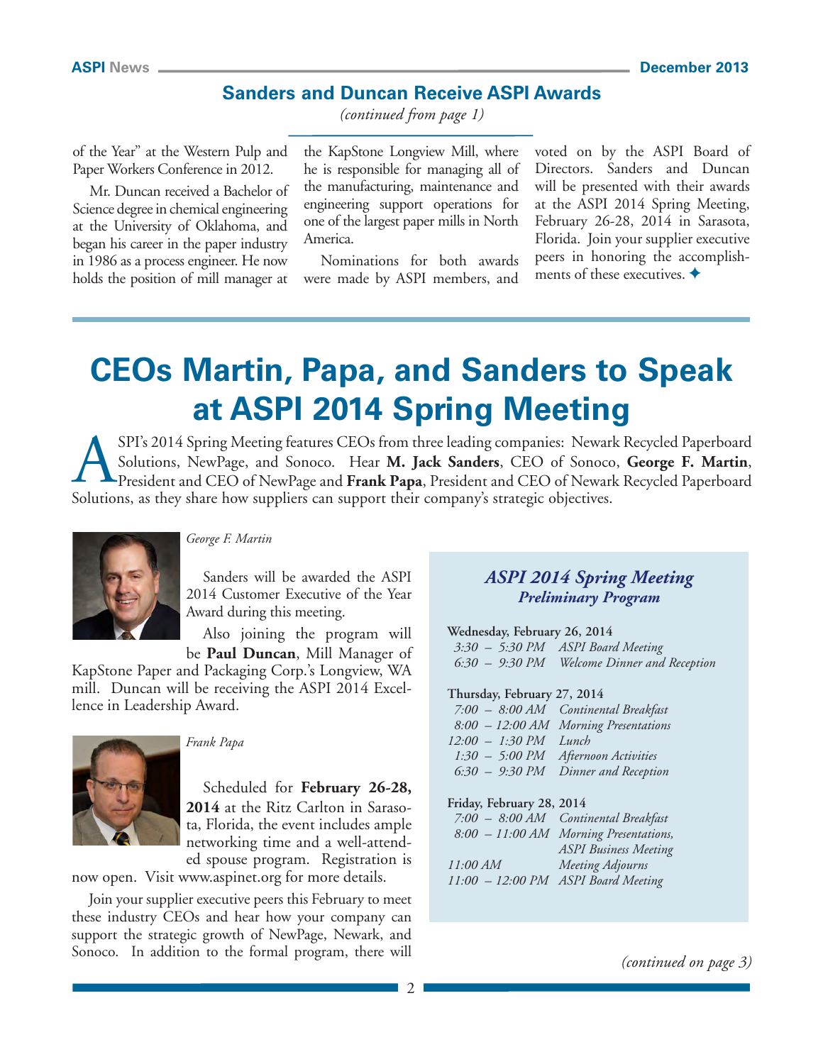## Sanders and Duncan Receive ASPI Awards

*(continued from page 1)*

of the Year" at the Western Pulp and Paper Workers Conference in 2012.

Mr. Duncan received a Bachelor of Science degree in chemical engineering at the University of Oklahoma, and began his career in the paper industry in 1986 as a process engineer. He now holds the position of mill manager at the KapStone Longview Mill, where he is responsible for managing all of the manufacturing, maintenance and engineering support operations for one of the largest paper mills in North America.

Nominations for both awards were made by ASPI members, and voted on by the ASPI Board of Directors. Sanders and Duncan will be presented with their awards at the ASPI 2014 Spring Meeting, February 26-28, 2014 in Sarasota, Florida. Join your supplier executive peers in honoring the accomplishments of these executives. ✦

# CEOs Martin, Papa, and Sanders to Speak at ASPI 2014 Spring Meeting

ASPI's 2014 Spring Meeting features CEOs from three leading companies: Newark Recycled Paperboard Solutions, NewPage, and Sonoco. Hear **M. Jack Sanders**, CEO of Sonoco, **George F. Martin**, President and CEO of NewPage and **Frank Papa**, President and CEO of Newark Recycled Paperboard Solutions, as they share how suppliers can support their company's strategic objectives.

*George F. Martin*

Sanders will be awarded the ASPI 2014 Customer Executive of the Year Award during this meeting.

Also joining the program will be **Paul Duncan**, Mill Manager of KapStone Paper and Packaging Corp.'s Longview, WA mill. Duncan will be receiving the ASPI 2014 Excellence in Leadership Award.

*Frank Papa*

Scheduled for **February 26-28, 2014** at the Ritz Carlton in Sarasota, Florida, the event includes ample networking time and a well-attended spouse program. Registration is now open. Visit www.aspinet.org for more details.

Join your supplier executive peers this February to meet these industry CEOs and hear how your company can support the strategic growth of NewPage, Newark, and Sonoco. In addition to the formal program, there will

*(continued on page 3)*

### *ASPI 2014 Spring Meeting*
### *Preliminary Program*

**Wednesday, February 26, 2014**

| | |
|---|---|
| *3:30 – 5:30 PM* | *ASPI Board Meeting* |
| *6:30 – 9:30 PM* | *Welcome Dinner and Reception* |

**Thursday, February 27, 2014**

| | |
|---|---|
| *7:00 – 8:00 AM* | *Continental Breakfast* |
| *8:00 – 12:00 AM* | *Morning Presentations* |
| *12:00 – 1:30 PM* | *Lunch* |
| *1:30 – 5:00 PM* | *Afternoon Activities* |
| *6:30 – 9:30 PM* | *Dinner and Reception* |

**Friday, February 28, 2014**

| | |
|---|---|
| *7:00 – 8:00 AM* | *Continental Breakfast* |
| *8:00 – 11:00 AM* | *Morning Presentations, ASPI Business Meeting* |
| *11:00 AM* | *Meeting Adjourns* |
| *11:00 – 12:00 PM* | *ASPI Board Meeting* |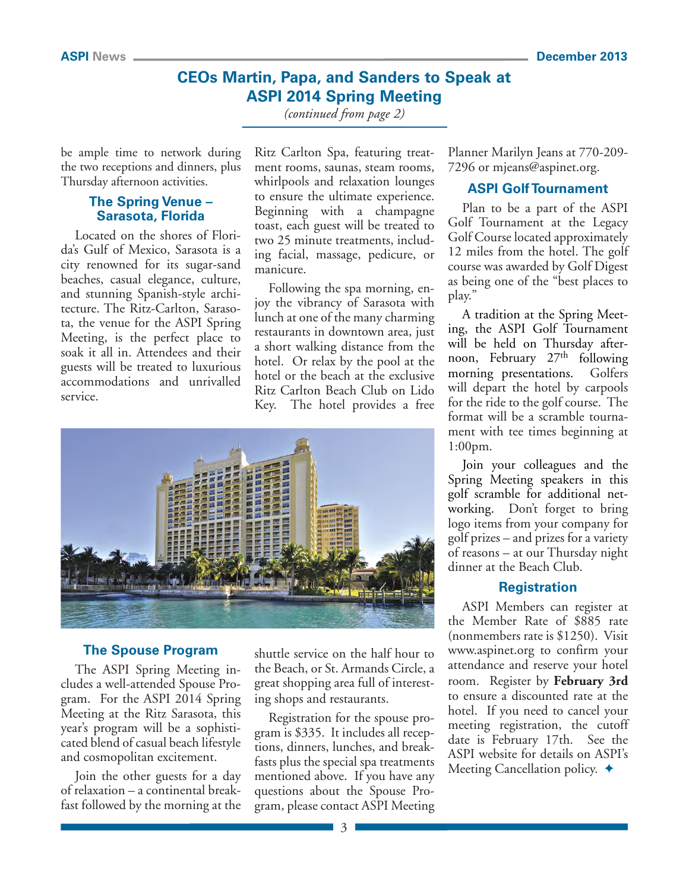# CEOs Martin, Papa, and Sanders to Speak at ASPI 2014 Spring Meeting

*(continued from page 2)*

be ample time to network during the two receptions and dinners, plus Thursday afternoon activities.

## The Spring Venue – Sarasota, Florida

Located on the shores of Florida's Gulf of Mexico, Sarasota is a city renowned for its sugar-sand beaches, casual elegance, culture, and stunning Spanish-style architecture. The Ritz-Carlton, Sarasota, the venue for the ASPI Spring Meeting, is the perfect place to soak it all in. Attendees and their guests will be treated to luxurious accommodations and unrivalled service.

## The Spouse Program

The ASPI Spring Meeting includes a well-attended Spouse Program. For the ASPI 2014 Spring Meeting at the Ritz Sarasota, this year's program will be a sophisticated blend of casual beach lifestyle and cosmopolitan excitement.

Join the other guests for a day of relaxation – a continental breakfast followed by the morning at the Ritz Carlton Spa, featuring treatment rooms, saunas, steam rooms, whirlpools and relaxation lounges to ensure the ultimate experience. Beginning with a champagne toast, each guest will be treated to two 25 minute treatments, including facial, massage, pedicure, or manicure.

Following the spa morning, enjoy the vibrancy of Sarasota with lunch at one of the many charming restaurants in downtown area, just a short walking distance from the hotel. Or relax by the pool at the hotel or the beach at the exclusive Ritz Carlton Beach Club on Lido Key. The hotel provides a free shuttle service on the half hour to the Beach, or St. Armands Circle, a great shopping area full of interesting shops and restaurants.

Registration for the spouse program is $335. It includes all receptions, dinners, lunches, and breakfasts plus the special spa treatments mentioned above. If you have any questions about the Spouse Program, please contact ASPI Meeting Planner Marilyn Jeans at 770-209-7296 or mjeans@aspinet.org.

## ASPI Golf Tournament

Plan to be a part of the ASPI Golf Tournament at the Legacy Golf Course located approximately 12 miles from the hotel. The golf course was awarded by Golf Digest as being one of the "best places to play."

A tradition at the Spring Meeting, the ASPI Golf Tournament will be held on Thursday afternoon, February 27th following morning presentations. Golfers will depart the hotel by carpools for the ride to the golf course. The format will be a scramble tournament with tee times beginning at 1:00pm.

Join your colleagues and the Spring Meeting speakers in this golf scramble for additional networking. Don't forget to bring logo items from your company for golf prizes – and prizes for a variety of reasons – at our Thursday night dinner at the Beach Club.

## Registration

ASPI Members can register at the Member Rate of $885 rate (nonmembers rate is $1250). Visit www.aspinet.org to confirm your attendance and reserve your hotel room. Register by **February 3rd** to ensure a discounted rate at the hotel. If you need to cancel your meeting registration, the cutoff date is February 17th. See the ASPI website for details on ASPI's Meeting Cancellation policy. ✦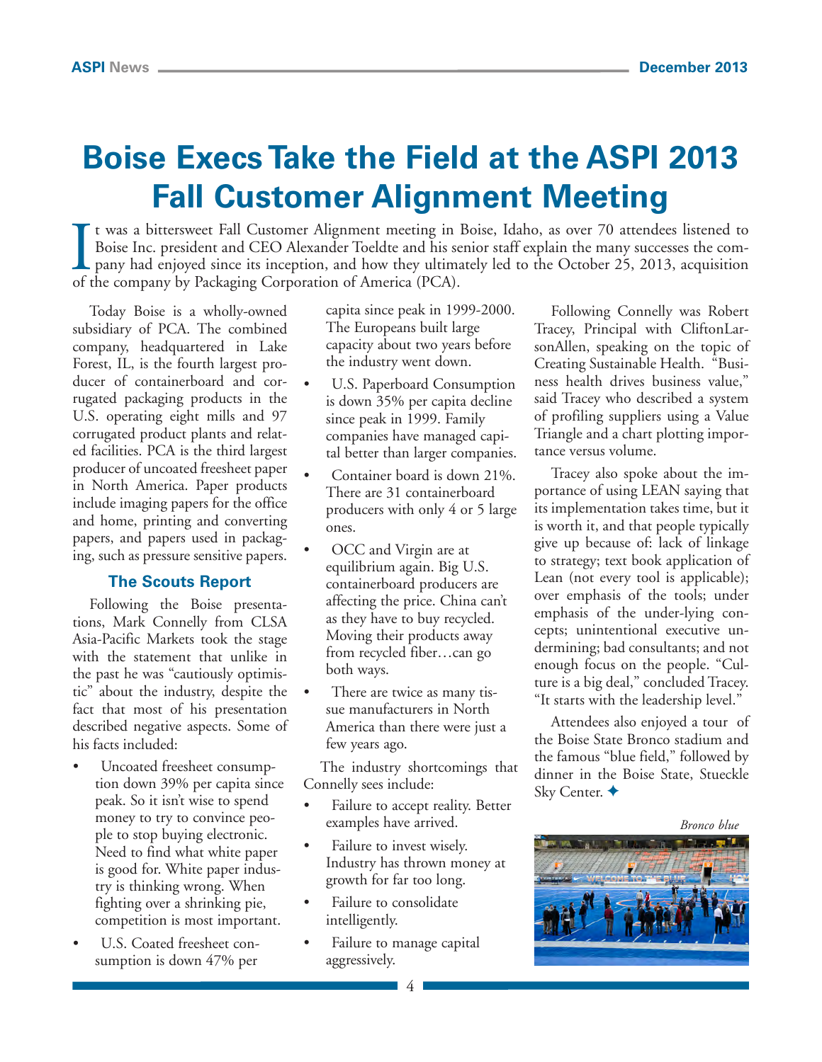# Boise Execs Take the Field at the ASPI 2013 Fall Customer Alignment Meeting

It was a bittersweet Fall Customer Alignment meeting in Boise, Idaho, as over 70 attendees listened to Boise Inc. president and CEO Alexander Toeldte and his senior staff explain the many successes the company had enjoyed since its inception, and how they ultimately led to the October 25, 2013, acquisition of the company by Packaging Corporation of America (PCA).

Today Boise is a wholly-owned subsidiary of PCA. The combined company, headquartered in Lake Forest, IL, is the fourth largest producer of containerboard and corrugated packaging products in the U.S. operating eight mills and 97 corrugated product plants and related facilities. PCA is the third largest producer of uncoated freesheet paper in North America. Paper products include imaging papers for the office and home, printing and converting papers, and papers used in packaging, such as pressure sensitive papers.

### The Scouts Report

Following the Boise presentations, Mark Connelly from CLSA Asia-Pacific Markets took the stage with the statement that unlike in the past he was "cautiously optimistic" about the industry, despite the fact that most of his presentation described negative aspects. Some of his facts included:

- Uncoated freesheet consumption down 39% per capita since peak. So it isn't wise to spend money to try to convince people to stop buying electronic. Need to find what white paper is good for. White paper industry is thinking wrong. When fighting over a shrinking pie, competition is most important.
- U.S. Coated freesheet consumption is down 47% per capita since peak in 1999-2000. The Europeans built large capacity about two years before the industry went down.
- U.S. Paperboard Consumption is down 35% per capita decline since peak in 1999. Family companies have managed capital better than larger companies.
- Container board is down 21%. There are 31 containerboard producers with only 4 or 5 large ones.
- OCC and Virgin are at equilibrium again. Big U.S. containerboard producers are affecting the price. China can't as they have to buy recycled. Moving their products away from recycled fiber…can go both ways.
- There are twice as many tissue manufacturers in North America than there were just a few years ago.

The industry shortcomings that Connelly sees include:

- Failure to accept reality. Better examples have arrived.
- Failure to invest wisely. Industry has thrown money at growth for far too long.
- Failure to consolidate intelligently.
- Failure to manage capital aggressively.

Following Connelly was Robert Tracey, Principal with CliftonLarsonAllen, speaking on the topic of Creating Sustainable Health. "Business health drives business value," said Tracey who described a system of profiling suppliers using a Value Triangle and a chart plotting importance versus volume.

Tracey also spoke about the importance of using LEAN saying that its implementation takes time, but it is worth it, and that people typically give up because of: lack of linkage to strategy; text book application of Lean (not every tool is applicable); over emphasis of the tools; under emphasis of the under-lying concepts; unintentional executive undermining; bad consultants; and not enough focus on the people. "Culture is a big deal," concluded Tracey. "It starts with the leadership level."

Attendees also enjoyed a tour of the Boise State Bronco stadium and the famous "blue field," followed by dinner in the Boise State, Stueckle Sky Center. ✦

*Bronco blue*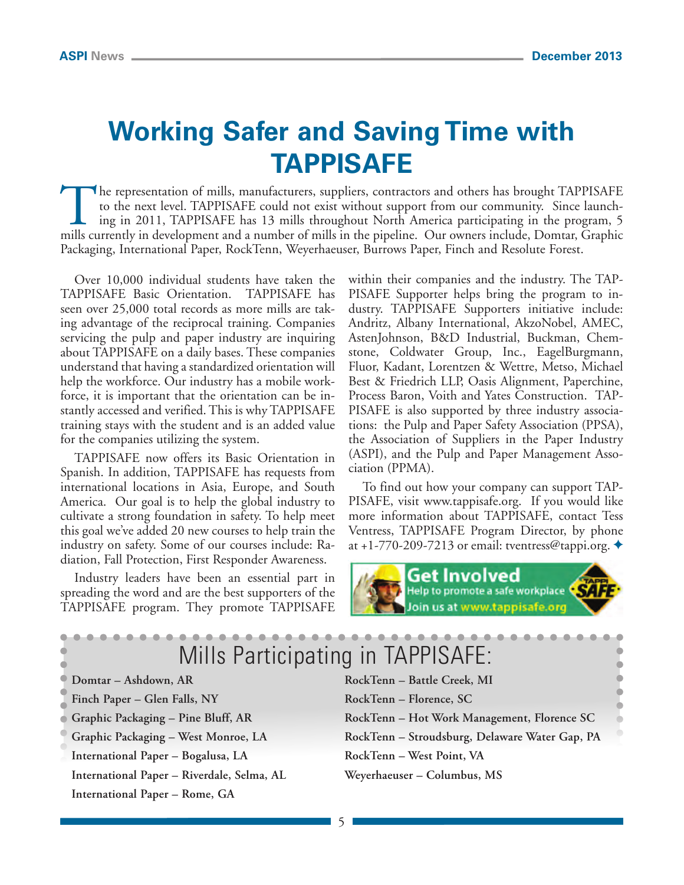# Working Safer and Saving Time with TAPPISAFE

The representation of mills, manufacturers, suppliers, contractors and others has brought TAPPISAFE to the next level. TAPPISAFE could not exist without support from our community. Since launching in 2011, TAPPISAFE has 13 mills throughout North America participating in the program, 5 mills currently in development and a number of mills in the pipeline. Our owners include, Domtar, Graphic Packaging, International Paper, RockTenn, Weyerhaeuser, Burrows Paper, Finch and Resolute Forest.

Over 10,000 individual students have taken the TAPPISAFE Basic Orientation. TAPPISAFE has seen over 25,000 total records as more mills are taking advantage of the reciprocal training. Companies servicing the pulp and paper industry are inquiring about TAPPISAFE on a daily bases. These companies understand that having a standardized orientation will help the workforce. Our industry has a mobile workforce, it is important that the orientation can be instantly accessed and verified. This is why TAPPISAFE training stays with the student and is an added value for the companies utilizing the system.

TAPPISAFE now offers its Basic Orientation in Spanish. In addition, TAPPISAFE has requests from international locations in Asia, Europe, and South America. Our goal is to help the global industry to cultivate a strong foundation in safety. To help meet this goal we've added 20 new courses to help train the industry on safety. Some of our courses include: Radiation, Fall Protection, First Responder Awareness.

Industry leaders have been an essential part in spreading the word and are the best supporters of the TAPPISAFE program. They promote TAPPISAFE within their companies and the industry. The TAPPISAFE Supporter helps bring the program to industry. TAPPISAFE Supporters initiative include: Andritz, Albany International, AkzoNobel, AMEC, AstenJohnson, B&D Industrial, Buckman, Chemstone, Coldwater Group, Inc., EagelBurgmann, Fluor, Kadant, Lorentzen & Wettre, Metso, Michael Best & Friedrich LLP, Oasis Alignment, Paperchine, Process Baron, Voith and Yates Construction. TAPPISAFE is also supported by three industry associations: the Pulp and Paper Safety Association (PPSA), the Association of Suppliers in the Paper Industry (ASPI), and the Pulp and Paper Management Association (PPMA).

To find out how your company can support TAPPISAFE, visit www.tappisafe.org. If you would like more information about TAPPISAFE, contact Tess Ventress, TAPPISAFE Program Director, by phone at +1-770-209-7213 or email: tventress@tappi.org. ✦

**Get Involved**
Help to promote a safe workplace
Join us at www.tappisafe.org

## Mills Participating in TAPPISAFE:

- **Domtar – Ashdown, AR**
- **Finch Paper – Glen Falls, NY**
- **Graphic Packaging – Pine Bluff, AR**
- **Graphic Packaging – West Monroe, LA**
- **International Paper – Bogalusa, LA**
- **International Paper – Riverdale, Selma, AL**
- **International Paper – Rome, GA**
- **RockTenn – Battle Creek, MI**
- **RockTenn – Florence, SC**
- **RockTenn – Hot Work Management, Florence SC**
- **RockTenn – Stroudsburg, Delaware Water Gap, PA**
- **RockTenn – West Point, VA**
- **Weyerhaeuser – Columbus, MS**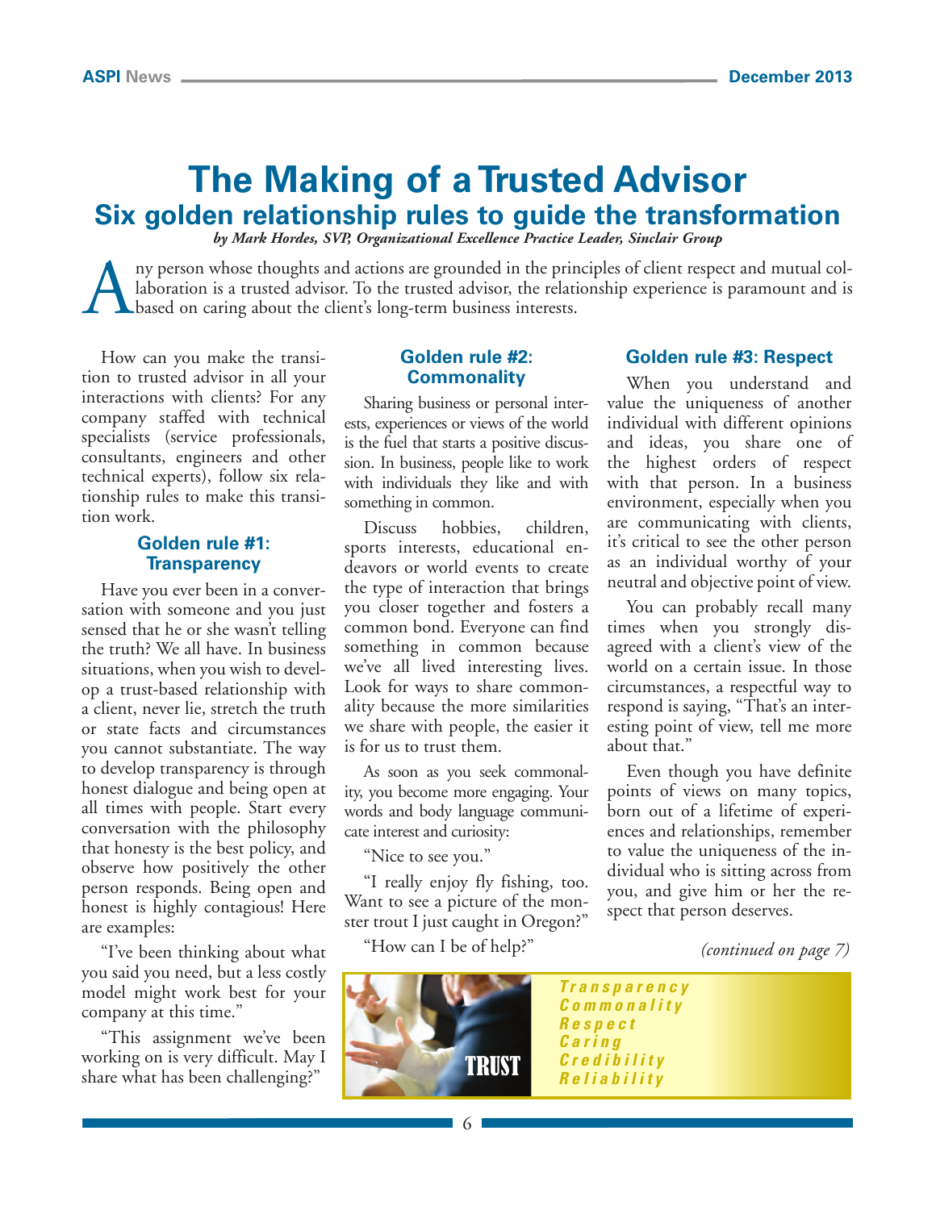# The Making of a Trusted Advisor

## Six golden relationship rules to guide the transformation

*by Mark Hordes, SVP, Organizational Excellence Practice Leader, Sinclair Group*

Any person whose thoughts and actions are grounded in the principles of client respect and mutual collaboration is a trusted advisor. To the trusted advisor, the relationship experience is paramount and is based on caring about the client's long-term business interests.

How can you make the transition to trusted advisor in all your interactions with clients? For any company staffed with technical specialists (service professionals, consultants, engineers and other technical experts), follow six relationship rules to make this transition work.

### Golden rule #1: Transparency

Have you ever been in a conversation with someone and you just sensed that he or she wasn't telling the truth? We all have. In business situations, when you wish to develop a trust-based relationship with a client, never lie, stretch the truth or state facts and circumstances you cannot substantiate. The way to develop transparency is through honest dialogue and being open at all times with people. Start every conversation with the philosophy that honesty is the best policy, and observe how positively the other person responds. Being open and honest is highly contagious! Here are examples:

"I've been thinking about what you said you need, but a less costly model might work best for your company at this time."

"This assignment we've been working on is very difficult. May I share what has been challenging?"

### Golden rule #2: Commonality

Sharing business or personal interests, experiences or views of the world is the fuel that starts a positive discussion. In business, people like to work with individuals they like and with something in common.

Discuss hobbies, children, sports interests, educational endeavors or world events to create the type of interaction that brings you closer together and fosters a common bond. Everyone can find something in common because we've all lived interesting lives. Look for ways to share commonality because the more similarities we share with people, the easier it is for us to trust them.

As soon as you seek commonality, you become more engaging. Your words and body language communicate interest and curiosity:

"Nice to see you."

"I really enjoy fly fishing, too. Want to see a picture of the monster trout I just caught in Oregon?"

"How can I be of help?"

### Golden rule #3: Respect

When you understand and value the uniqueness of another individual with different opinions and ideas, you share one of the highest orders of respect with that person. In a business environment, especially when you are communicating with clients, it's critical to see the other person as an individual worthy of your neutral and objective point of view.

You can probably recall many times when you strongly disagreed with a client's view of the world on a certain issue. In those circumstances, a respectful way to respond is saying, "That's an interesting point of view, tell me more about that."

Even though you have definite points of views on many topics, born out of a lifetime of experiences and relationships, remember to value the uniqueness of the individual who is sitting across from you, and give him or her the respect that person deserves.

*(continued on page 7)*

TRUST

*Transparency*
*Commonality*
*Respect*
*Caring*
*Credibility*
*Reliability*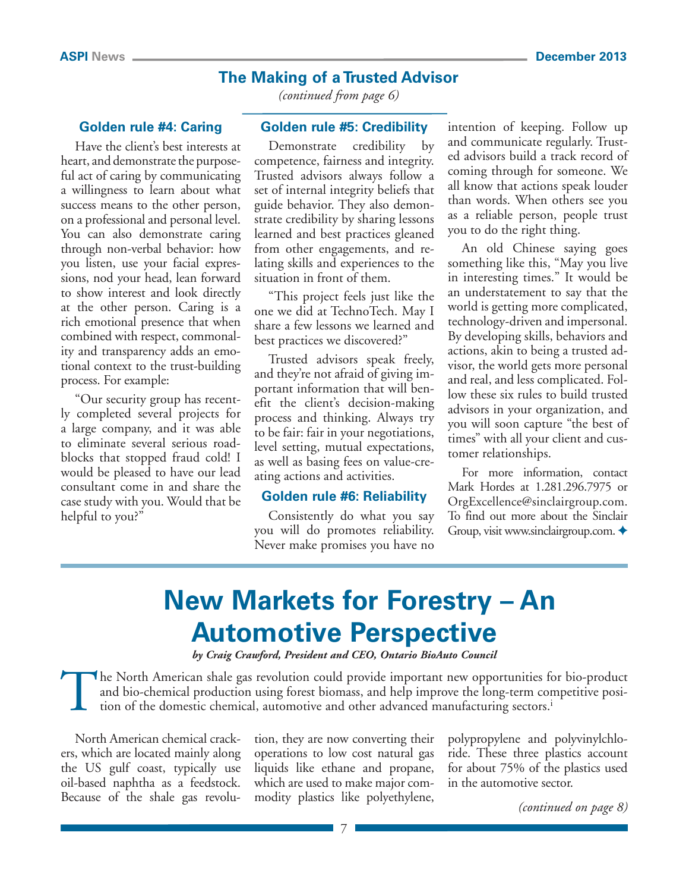## The Making of a Trusted Advisor

*(continued from page 6)*

### Golden rule #4: Caring

Have the client's best interests at heart, and demonstrate the purposeful act of caring by communicating a willingness to learn about what success means to the other person, on a professional and personal level. You can also demonstrate caring through non-verbal behavior: how you listen, use your facial expressions, nod your head, lean forward to show interest and look directly at the other person. Caring is a rich emotional presence that when combined with respect, commonality and transparency adds an emotional context to the trust-building process. For example:

"Our security group has recently completed several projects for a large company, and it was able to eliminate several serious roadblocks that stopped fraud cold! I would be pleased to have our lead consultant come in and share the case study with you. Would that be helpful to you?"

### Golden rule #5: Credibility

Demonstrate credibility by competence, fairness and integrity. Trusted advisors always follow a set of internal integrity beliefs that guide behavior. They also demonstrate credibility by sharing lessons learned and best practices gleaned from other engagements, and relating skills and experiences to the situation in front of them.

"This project feels just like the one we did at TechnoTech. May I share a few lessons we learned and best practices we discovered?"

Trusted advisors speak freely, and they're not afraid of giving important information that will benefit the client's decision-making process and thinking. Always try to be fair: fair in your negotiations, level setting, mutual expectations, as well as basing fees on value-creating actions and activities.

### Golden rule #6: Reliability

Consistently do what you say you will do promotes reliability. Never make promises you have no intention of keeping. Follow up and communicate regularly. Trusted advisors build a track record of coming through for someone. We all know that actions speak louder than words. When others see you as a reliable person, people trust you to do the right thing.

An old Chinese saying goes something like this, "May you live in interesting times." It would be an understatement to say that the world is getting more complicated, technology-driven and impersonal. By developing skills, behaviors and actions, akin to being a trusted advisor, the world gets more personal and real, and less complicated. Follow these six rules to build trusted advisors in your organization, and you will soon capture "the best of times" with all your client and customer relationships.

For more information, contact Mark Hordes at 1.281.296.7975 or OrgExcellence@sinclairgroup.com. To find out more about the Sinclair Group, visit www.sinclairgroup.com. ✦

# New Markets for Forestry – An Automotive Perspective

***by Craig Crawford, President and CEO, Ontario BioAuto Council***

The North American shale gas revolution could provide important new opportunities for bio-product and bio-chemical production using forest biomass, and help improve the long-term competitive position of the domestic chemical, automotive and other advanced manufacturing sectors.[i]

North American chemical crackers, which are located mainly along the US gulf coast, typically use oil-based naphtha as a feedstock. Because of the shale gas revolution, they are now converting their operations to low cost natural gas liquids like ethane and propane, which are used to make major commodity plastics like polyethylene, polypropylene and polyvinylchloride. These three plastics account for about 75% of the plastics used in the automotive sector.

*(continued on page 8)*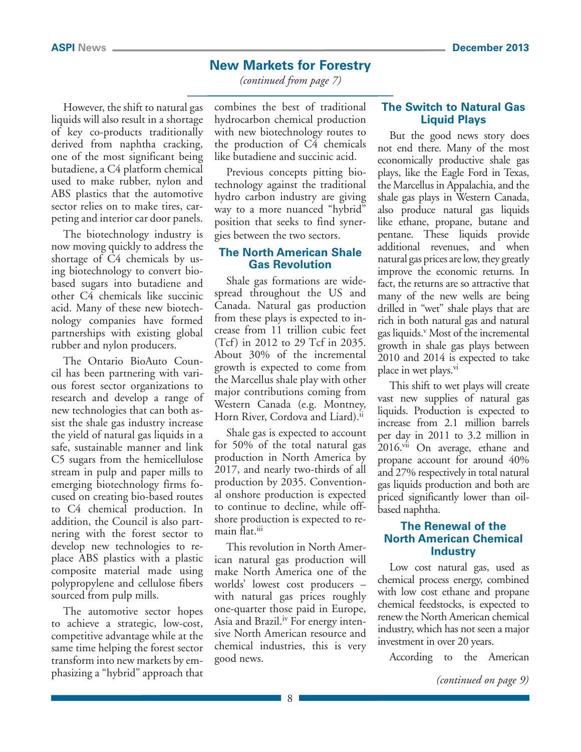## New Markets for Forestry

*(continued from page 7)*

However, the shift to natural gas liquids will also result in a shortage of key co-products traditionally derived from naphtha cracking, one of the most significant being butadiene, a C4 platform chemical used to make rubber, nylon and ABS plastics that the automotive sector relies on to make tires, carpeting and interior car door panels.

The biotechnology industry is now moving quickly to address the shortage of C4 chemicals by using biotechnology to convert bio-based sugars into butadiene and other C4 chemicals like succinic acid. Many of these new biotechnology companies have formed partnerships with existing global rubber and nylon producers.

The Ontario BioAuto Council has been partnering with various forest sector organizations to research and develop a range of new technologies that can both assist the shale gas industry increase the yield of natural gas liquids in a safe, sustainable manner and link C5 sugars from the hemicellulose stream in pulp and paper mills to emerging biotechnology firms focused on creating bio-based routes to C4 chemical production. In addition, the Council is also partnering with the forest sector to develop new technologies to replace ABS plastics with a plastic composite material made using polypropylene and cellulose fibers sourced from pulp mills.

The automotive sector hopes to achieve a strategic, low-cost, competitive advantage while at the same time helping the forest sector transform into new markets by emphasizing a "hybrid" approach that combines the best of traditional hydrocarbon chemical production with new biotechnology routes to the production of C4 chemicals like butadiene and succinic acid.

Previous concepts pitting biotechnology against the traditional hydro carbon industry are giving way to a more nuanced "hybrid" position that seeks to find synergies between the two sectors.

### The North American Shale Gas Revolution

Shale gas formations are widespread throughout the US and Canada. Natural gas production from these plays is expected to increase from 11 trillion cubic feet (Tcf) in 2012 to 29 Tcf in 2035. About 30% of the incremental growth is expected to come from the Marcellus shale play with other major contributions coming from Western Canada (e.g. Montney, Horn River, Cordova and Liard).[ii]

Shale gas is expected to account for 50% of the total natural gas production in North America by 2017, and nearly two-thirds of all production by 2035. Conventional onshore production is expected to continue to decline, while offshore production is expected to remain flat.[iii]

This revolution in North American natural gas production will make North America one of the worlds' lowest cost producers – with natural gas prices roughly one-quarter those paid in Europe, Asia and Brazil.[iv] For energy intensive North American resource and chemical industries, this is very good news.

### The Switch to Natural Gas Liquid Plays

But the good news story does not end there. Many of the most economically productive shale gas plays, like the Eagle Ford in Texas, the Marcellus in Appalachia, and the shale gas plays in Western Canada, also produce natural gas liquids like ethane, propane, butane and pentane. These liquids provide additional revenues, and when natural gas prices are low, they greatly improve the economic returns. In fact, the returns are so attractive that many of the new wells are being drilled in "wet" shale plays that are rich in both natural gas and natural gas liquids.[v] Most of the incremental growth in shale gas plays between 2010 and 2014 is expected to take place in wet plays.[vi]

This shift to wet plays will create vast new supplies of natural gas liquids. Production is expected to increase from 2.1 million barrels per day in 2011 to 3.2 million in 2016.[vii] On average, ethane and propane account for around 40% and 27% respectively in total natural gas liquids production and both are priced significantly lower than oil-based naphtha.

### The Renewal of the North American Chemical Industry

Low cost natural gas, used as chemical process energy, combined with low cost ethane and propane chemical feedstocks, is expected to renew the North American chemical industry, which has not seen a major investment in over 20 years.

According to the American

*(continued on page 9)*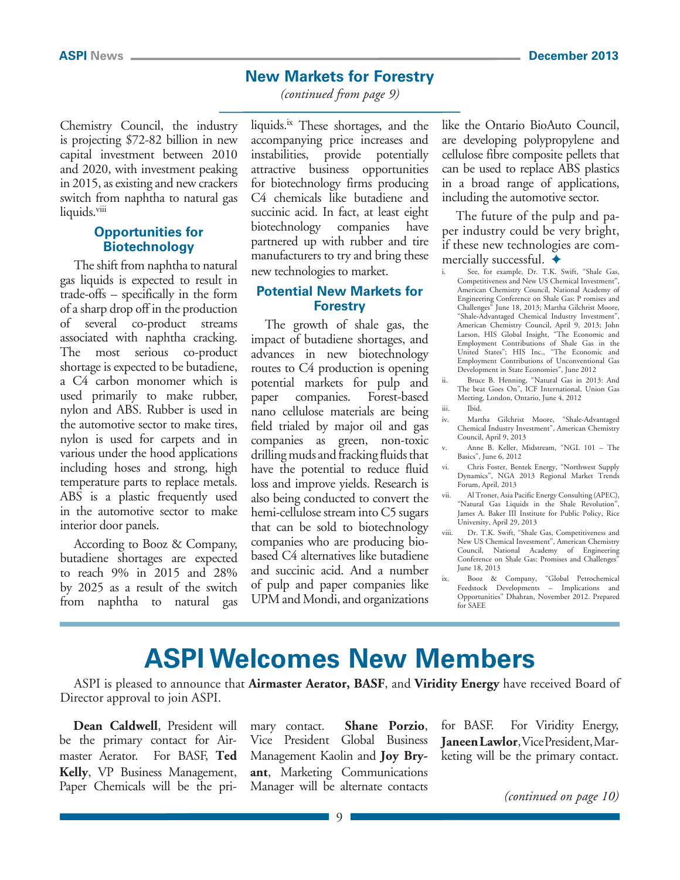## New Markets for Forestry

*(continued from page 9)*

Chemistry Council, the industry is projecting $72-82 billion in new capital investment between 2010 and 2020, with investment peaking in 2015, as existing and new crackers switch from naphtha to natural gas liquids.[viii]

### Opportunities for Biotechnology

The shift from naphtha to natural gas liquids is expected to result in trade-offs – specifically in the form of a sharp drop off in the production of several co-product streams associated with naphtha cracking. The most serious co-product shortage is expected to be butadiene, a C4 carbon monomer which is used primarily to make rubber, nylon and ABS. Rubber is used in the automotive sector to make tires, nylon is used for carpets and in various under the hood applications including hoses and strong, high temperature parts to replace metals. ABS is a plastic frequently used in the automotive sector to make interior door panels.

According to Booz & Company, butadiene shortages are expected to reach 9% in 2015 and 28% by 2025 as a result of the switch from naphtha to natural gas liquids.[ix] These shortages, and the accompanying price increases and instabilities, provide potentially attractive business opportunities for biotechnology firms producing C4 chemicals like butadiene and succinic acid. In fact, at least eight biotechnology companies have partnered up with rubber and tire manufacturers to try and bring these new technologies to market.

### Potential New Markets for Forestry

The growth of shale gas, the impact of butadiene shortages, and advances in new biotechnology routes to C4 production is opening potential markets for pulp and paper companies. Forest-based nano cellulose materials are being field trialed by major oil and gas companies as green, non-toxic drilling muds and fracking fluids that have the potential to reduce fluid loss and improve yields. Research is also being conducted to convert the hemi-cellulose stream into C5 sugars that can be sold to biotechnology companies who are producing bio-based C4 alternatives like butadiene and succinic acid. And a number of pulp and paper companies like UPM and Mondi, and organizations like the Ontario BioAuto Council, are developing polypropylene and cellulose fibre composite pellets that can be used to replace ABS plastics in a broad range of applications, including the automotive sector.

The future of the pulp and paper industry could be very bright, if these new technologies are commercially successful. ✦

i. See, for example, Dr. T.K. Swift, "Shale Gas, Competitiveness and New US Chemical Investment", American Chemistry Council, National Academy of Engineering Conference on Shale Gas: P romises and Challenges" June 18, 2013; Martha Gilchrist Moore, "Shale-Advantaged Chemical Industry Investment", American Chemistry Council, April 9, 2013; John Larson, HIS Global Insight, "The Economic and Employment Contributions of Shale Gas in the United States"; HIS Inc., "The Economic and Employment Contributions of Unconventional Gas Development in State Economies", June 2012

ii. Bruce B. Henning, "Natural Gas in 2013: And The beat Goes On", ICF International, Union Gas Meeting, London, Ontario, June 4, 2012

iii. Ibid.

iv. Martha Gilchrist Moore, "Shale-Advantaged Chemical Industry Investment", American Chemistry Council, April 9, 2013

v. Anne B. Keller, Midstream, "NGL 101 – The Basics", June 6, 2012

vi. Chris Foster, Bentek Energy, "Northwest Supply Dynamics", NGA 2013 Regional Market Trends Forum, April, 2013

vii. Al Troner, Asia Pacific Energy Consulting (APEC), "Natural Gas Liquids in the Shale Revolution", James A. Baker III Institute for Public Policy, Rice University, April 29, 2013

viii. Dr. T.K. Swift, "Shale Gas, Competitiveness and New US Chemical Investment", American Chemistry Council, National Academy of Engineering Conference on Shale Gas: Promises and Challenges" June 18, 2013

ix. Booz & Company, "Global Petrochemical Feedstock Developments – Implications and Opportunities" Dhahran, November 2012. Prepared for SAEE

# ASPI Welcomes New Members

ASPI is pleased to announce that **Airmaster Aerator, BASF**, and **Viridity Energy** have received Board of Director approval to join ASPI.

**Dean Caldwell**, President will be the primary contact for Airmaster Aerator. For BASF, **Ted Kelly**, VP Business Management, Paper Chemicals will be the primary contact. **Shane Porzio**, Vice President Global Business Management Kaolin and **Joy Bryant**, Marketing Communications Manager will be alternate contacts for BASF. For Viridity Energy, **Janeen Lawlor**, Vice President, Marketing will be the primary contact.

*(continued on page 10)*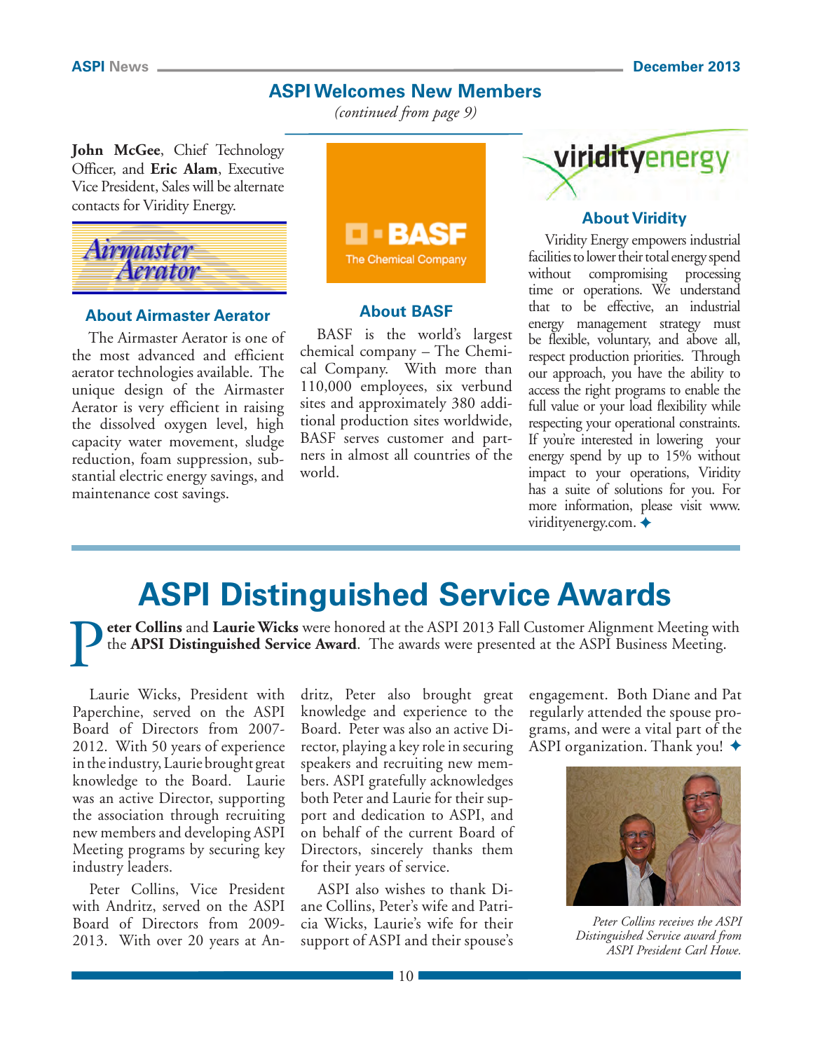## ASPI Welcomes New Members

*(continued from page 9)*

**John McGee**, Chief Technology Officer, and **Eric Alam**, Executive Vice President, Sales will be alternate contacts for Viridity Energy.

### About Airmaster Aerator

The Airmaster Aerator is one of the most advanced and efficient aerator technologies available. The unique design of the Airmaster Aerator is very efficient in raising the dissolved oxygen level, high capacity water movement, sludge reduction, foam suppression, substantial electric energy savings, and maintenance cost savings.

### About BASF

BASF is the world's largest chemical company – The Chemical Company. With more than 110,000 employees, six verbund sites and approximately 380 additional production sites worldwide, BASF serves customer and partners in almost all countries of the world.

### About Viridity

Viridity Energy empowers industrial facilities to lower their total energy spend without compromising processing time or operations. We understand that to be effective, an industrial energy management strategy must be flexible, voluntary, and above all, respect production priorities. Through our approach, you have the ability to access the right programs to enable the full value or your load flexibility while respecting your operational constraints. If you're interested in lowering your energy spend by up to 15% without impact to your operations, Viridity has a suite of solutions for you. For more information, please visit www.viridityenergy.com. ✦

# ASPI Distinguished Service Awards

**Peter Collins** and **Laurie Wicks** were honored at the ASPI 2013 Fall Customer Alignment Meeting with the **APSI Distinguished Service Award**. The awards were presented at the ASPI Business Meeting.

Laurie Wicks, President with Paperchine, served on the ASPI Board of Directors from 2007-2012. With 50 years of experience in the industry, Laurie brought great knowledge to the Board. Laurie was an active Director, supporting the association through recruiting new members and developing ASPI Meeting programs by securing key industry leaders.

Peter Collins, Vice President with Andritz, served on the ASPI Board of Directors from 2009-2013. With over 20 years at Andritz, Peter also brought great knowledge and experience to the Board. Peter was also an active Director, playing a key role in securing speakers and recruiting new members. ASPI gratefully acknowledges both Peter and Laurie for their support and dedication to ASPI, and on behalf of the current Board of Directors, sincerely thanks them for their years of service.

ASPI also wishes to thank Diane Collins, Peter's wife and Patricia Wicks, Laurie's wife for their support of ASPI and their spouse's engagement. Both Diane and Pat regularly attended the spouse programs, and were a vital part of the ASPI organization. Thank you! ✦

*Peter Collins receives the ASPI Distinguished Service award from ASPI President Carl Howe.*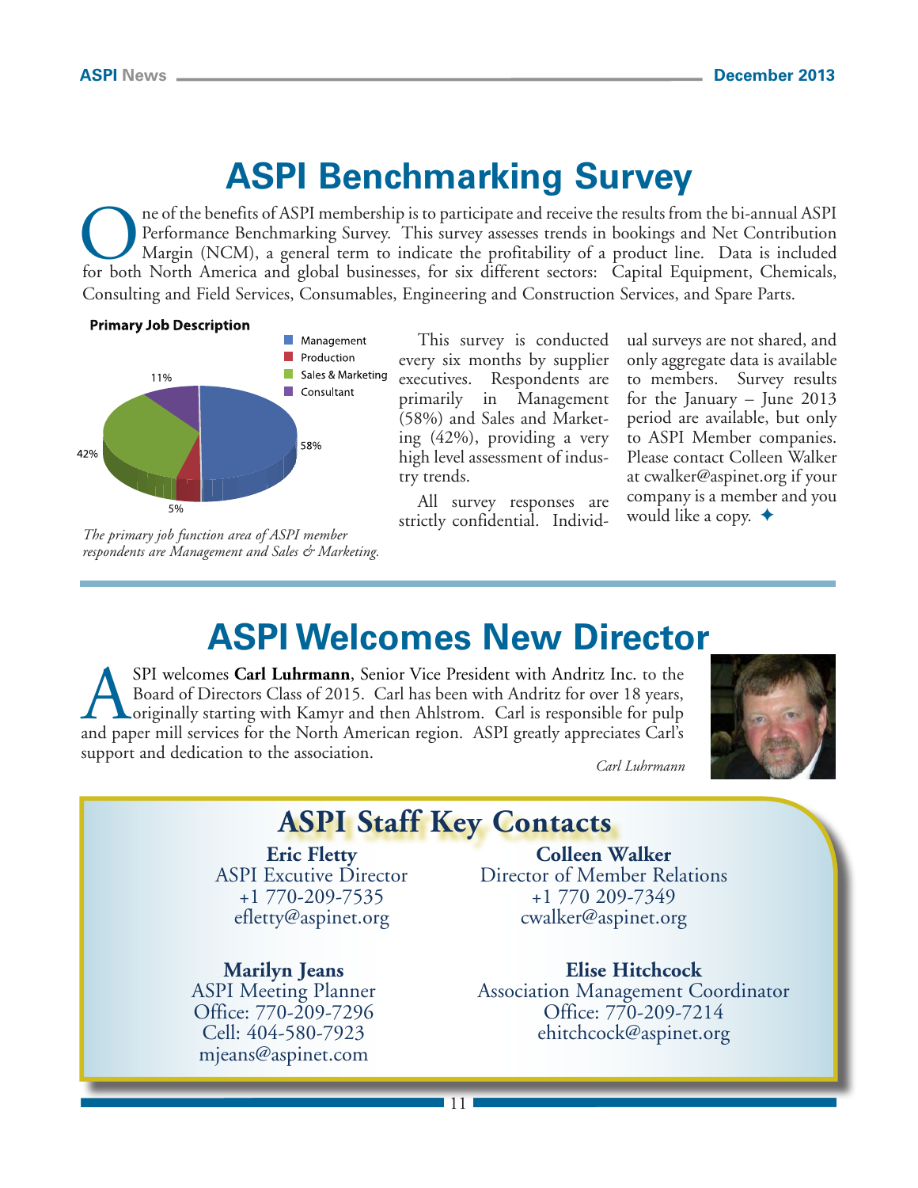# ASPI Benchmarking Survey

One of the benefits of ASPI membership is to participate and receive the results from the bi-annual ASPI Performance Benchmarking Survey. This survey assesses trends in bookings and Net Contribution Margin (NCM), a general term to indicate the profitability of a product line. Data is included for both North America and global businesses, for six different sectors: Capital Equipment, Chemicals, Consulting and Field Services, Consumables, Engineering and Construction Services, and Spare Parts.

**Primary Job Description**

| Job Description | Percentage |
|---|---|
| Management | 58% |
| Production | 5% |
| Sales & Marketing | 42% |
| Consultant | 11% |

*The primary job function area of ASPI member respondents are Management and Sales & Marketing.*

This survey is conducted every six months by supplier executives. Respondents are primarily in Management (58%) and Sales and Marketing (42%), providing a very high level assessment of industry trends.

All survey responses are strictly confidential. Individual surveys are not shared, and only aggregate data is available to members. Survey results for the January – June 2013 period are available, but only to ASPI Member companies. Please contact Colleen Walker at cwalker@aspinet.org if your company is a member and you would like a copy. ✦

# ASPI Welcomes New Director

ASPI welcomes **Carl Luhrmann**, Senior Vice President with Andritz Inc. to the Board of Directors Class of 2015. Carl has been with Andritz for over 18 years, originally starting with Kamyr and then Ahlstrom. Carl is responsible for pulp and paper mill services for the North American region. ASPI greatly appreciates Carl's support and dedication to the association.

*Carl Luhrmann*

## ASPI Staff Key Contacts

**Eric Fletty**
ASPI Excutive Director
+1 770-209-7535
efletty@aspinet.org

**Colleen Walker**
Director of Member Relations
+1 770 209-7349
cwalker@aspinet.org

**Marilyn Jeans**
ASPI Meeting Planner
Office: 770-209-7296
Cell: 404-580-7923
mjeans@aspinet.com

**Elise Hitchcock**
Association Management Coordinator
Office: 770-209-7214
ehitchcock@aspinet.org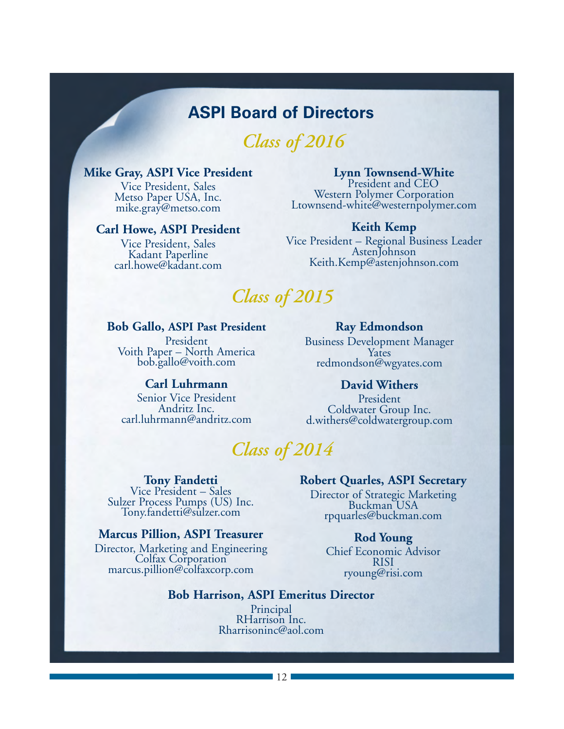# ASPI Board of Directors

## *Class of 2016*

**Mike Gray, ASPI Vice President**
Vice President, Sales
Metso Paper USA, Inc.
mike.gray@metso.com

**Carl Howe, ASPI President**
Vice President, Sales
Kadant Paperline
carl.howe@kadant.com

**Lynn Townsend-White**
President and CEO
Western Polymer Corporation
Ltownsend-white@westernpolymer.com

**Keith Kemp**
Vice President – Regional Business Leader
AstenJohnson
Keith.Kemp@astenjohnson.com

## *Class of 2015*

**Bob Gallo, ASPI Past President**
President
Voith Paper – North America
bob.gallo@voith.com

**Carl Luhrmann**
Senior Vice President
Andritz Inc.
carl.luhrmann@andritz.com

**Ray Edmondson**
Business Development Manager
Yates
redmondson@wgyates.com

**David Withers**
President
Coldwater Group Inc.
d.withers@coldwatergroup.com

## *Class of 2014*

**Tony Fandetti**
Vice President – Sales
Sulzer Process Pumps (US) Inc.
Tony.fandetti@sulzer.com

**Marcus Pillion, ASPI Treasurer**
Director, Marketing and Engineering
Colfax Corporation
marcus.pillion@colfaxcorp.com

**Robert Quarles, ASPI Secretary**
Director of Strategic Marketing
Buckman USA
rpquarles@buckman.com

**Rod Young**
Chief Economic Advisor
RISI
ryoung@risi.com

**Bob Harrison, ASPI Emeritus Director**
Principal
RHarrison Inc.
Rharrisoninc@aol.com